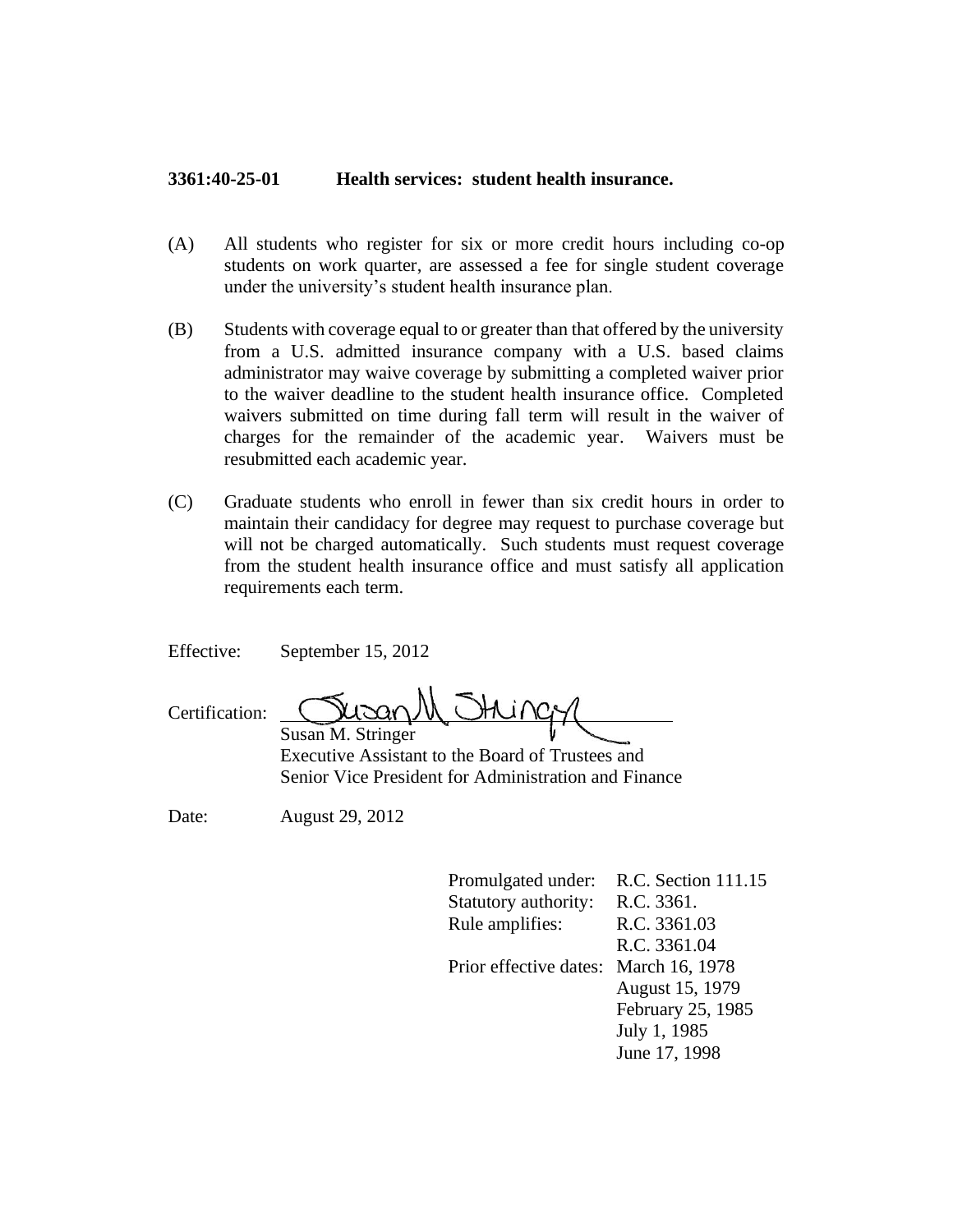**3361:40-25-01 Health services: student health insurance.**

(A) All students who register for six or more credit hours including co-op students on work quarter, are assessed a fee for single student coverage under the university's student health insurance plan.

(B) Students with coverage equal to or greater than that offered by the university from a U.S. admitted insurance company with a U.S. based claims administrator may waive coverage by submitting a completed waiver prior to the waiver deadline to the student health insurance office. Completed waivers submitted on time during fall term will result in the waiver of charges for the remainder of the academic year. Waivers must be resubmitted each academic year.

(C) Graduate students who enroll in fewer than six credit hours in order to maintain their candidacy for degree may request to purchase coverage but will not be charged automatically. Such students must request coverage from the student health insurance office and must satisfy all application requirements each term.

Effective: September 15, 2012

Certification: Susan M. Stringer
Susan M. Stringer
Executive Assistant to the Board of Trustees and
Senior Vice President for Administration and Finance

Date: August 29, 2012

Promulgated under: R.C. Section 111.15
Statutory authority: R.C. 3361.
Rule amplifies: R.C. 3361.03
R.C. 3361.04
Prior effective dates: March 16, 1978
August 15, 1979
February 25, 1985
July 1, 1985
June 17, 1998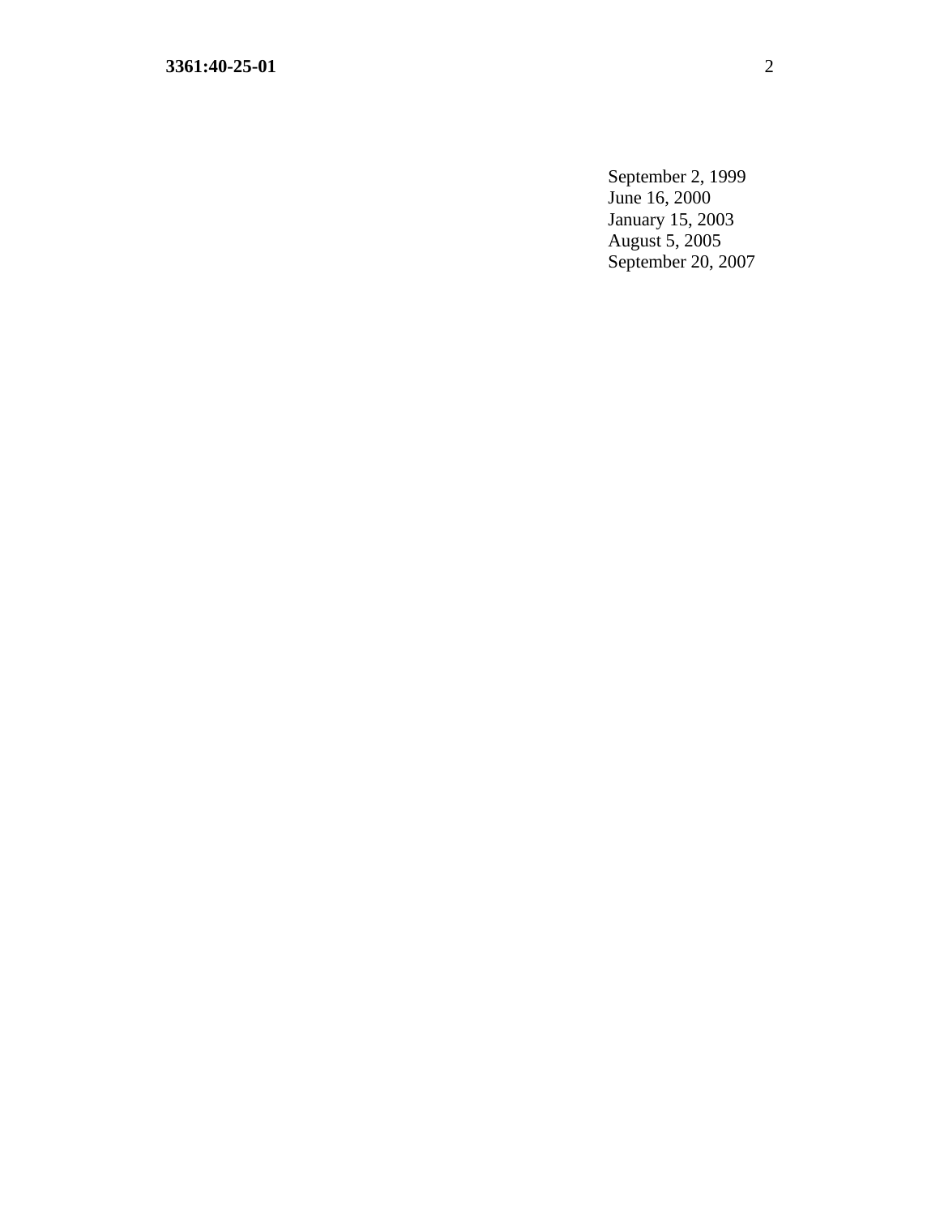September 2, 1999
June 16, 2000
January 15, 2003
August 5, 2005
September 20, 2007